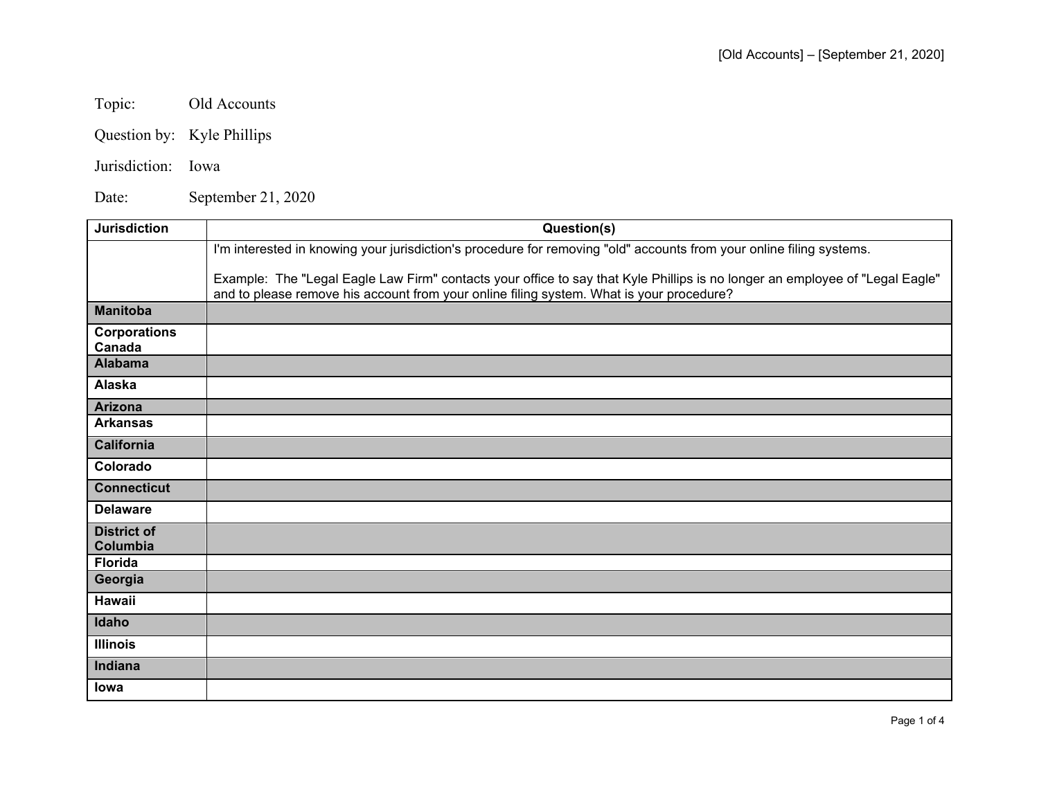Topic: Old Accounts

Question by: Kyle Phillips

Jurisdiction: Iowa

Date: September 21, 2020

| Jurisdiction | Question(s) |
|---|---|
| | I'm interested in knowing your jurisdiction's procedure for removing "old" accounts from your online filing systems.<br><br>Example: The "Legal Eagle Law Firm" contacts your office to say that Kyle Phillips is no longer an employee of "Legal Eagle" and to please remove his account from your online filing system. What is your procedure? |
| **Manitoba** | |
| **Corporations Canada** | |
| **Alabama** | |
| **Alaska** | |
| **Arizona** | |
| **Arkansas** | |
| **California** | |
| **Colorado** | |
| **Connecticut** | |
| **Delaware** | |
| **District of Columbia** | |
| **Florida** | |
| **Georgia** | |
| **Hawaii** | |
| **Idaho** | |
| **Illinois** | |
| **Indiana** | |
| **Iowa** | |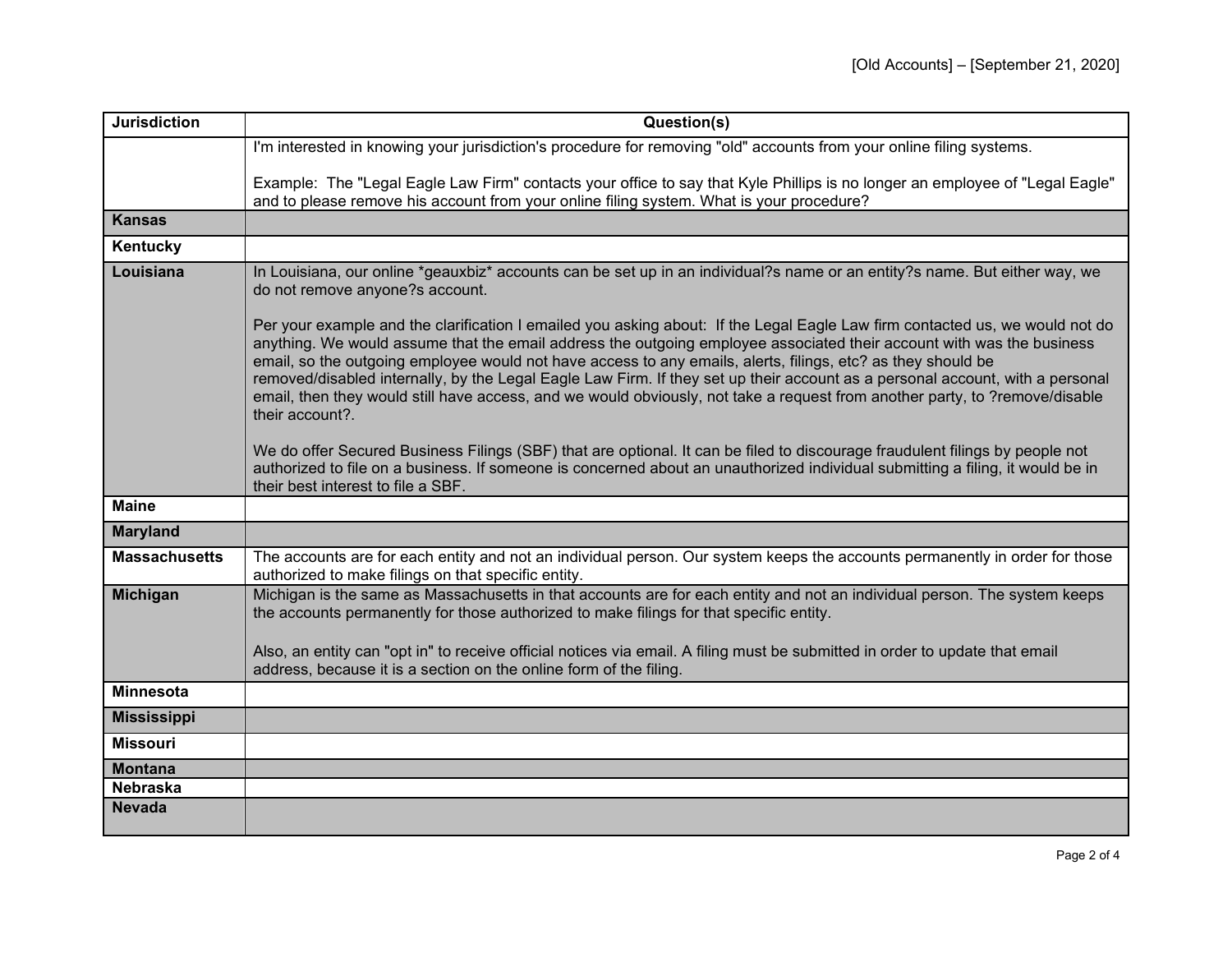| Jurisdiction | Question(s) |
|---|---|
| | I'm interested in knowing your jurisdiction's procedure for removing "old" accounts from your online filing systems.<br><br>Example: The "Legal Eagle Law Firm" contacts your office to say that Kyle Phillips is no longer an employee of "Legal Eagle" and to please remove his account from your online filing system. What is your procedure? |
| **Kansas** | |
| **Kentucky** | |
| **Louisiana** | In Louisiana, our online *geauxbiz* accounts can be set up in an individual?s name or an entity?s name. But either way, we do not remove anyone?s account.<br><br>Per your example and the clarification I emailed you asking about: If the Legal Eagle Law firm contacted us, we would not do anything. We would assume that the email address the outgoing employee associated their account with was the business email, so the outgoing employee would not have access to any emails, alerts, filings, etc? as they should be removed/disabled internally, by the Legal Eagle Law Firm. If they set up their account as a personal account, with a personal email, then they would still have access, and we would obviously, not take a request from another party, to ?remove/disable their account?.<br><br>We do offer Secured Business Filings (SBF) that are optional. It can be filed to discourage fraudulent filings by people not authorized to file on a business. If someone is concerned about an unauthorized individual submitting a filing, it would be in their best interest to file a SBF. |
| **Maine** | |
| **Maryland** | |
| **Massachusetts** | The accounts are for each entity and not an individual person. Our system keeps the accounts permanently in order for those authorized to make filings on that specific entity. |
| **Michigan** | Michigan is the same as Massachusetts in that accounts are for each entity and not an individual person. The system keeps the accounts permanently for those authorized to make filings for that specific entity.<br><br>Also, an entity can "opt in" to receive official notices via email. A filing must be submitted in order to update that email address, because it is a section on the online form of the filing. |
| **Minnesota** | |
| **Mississippi** | |
| **Missouri** | |
| **Montana** | |
| **Nebraska** | |
| **Nevada** | |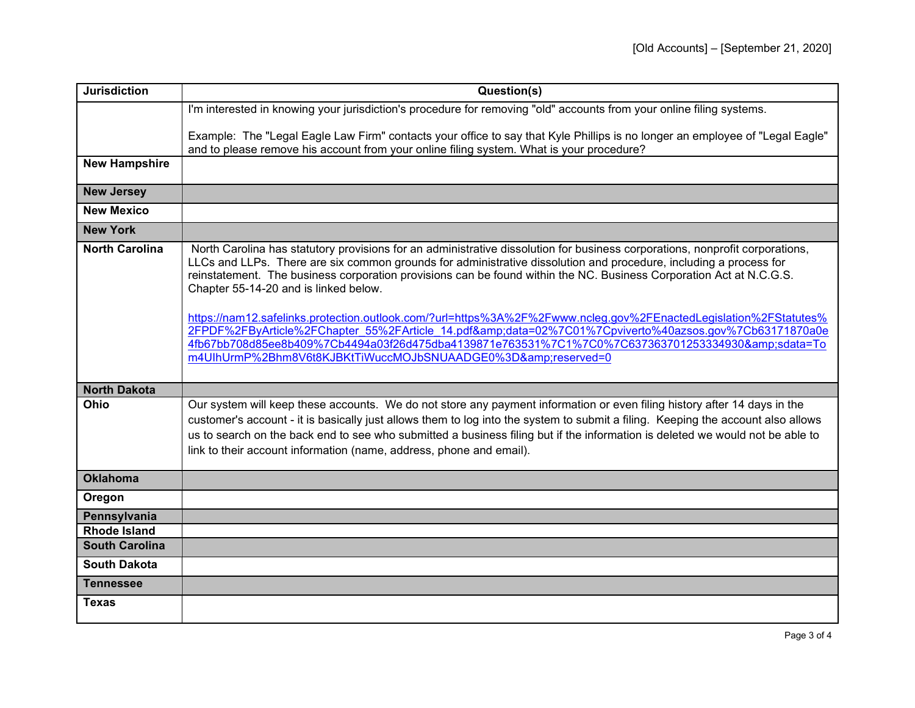| Jurisdiction | Question(s) |
| --- | --- |
| | I'm interested in knowing your jurisdiction's procedure for removing "old" accounts from your online filing systems.<br><br>Example: The "Legal Eagle Law Firm" contacts your office to say that Kyle Phillips is no longer an employee of "Legal Eagle" and to please remove his account from your online filing system. What is your procedure? |
| **New Hampshire** | |
| **New Jersey** | |
| **New Mexico** | |
| **New York** | |
| **North Carolina** | North Carolina has statutory provisions for an administrative dissolution for business corporations, nonprofit corporations, LLCs and LLPs. There are six common grounds for administrative dissolution and procedure, including a process for reinstatement. The business corporation provisions can be found within the NC. Business Corporation Act at N.C.G.S. Chapter 55-14-20 and is linked below.<br><br>https://nam12.safelinks.protection.outlook.com/?url=https%3A%2F%2Fwww.ncleg.gov%2FEnactedLegislation%2FStatutes%2FPDF%2FByArticle%2FChapter_55%2FArticle_14.pdf&amp;data=02%7C01%7Cpviverto%40azsos.gov%7Cb63171870a0e4fb67bb708d85ee8b409%7Cb4494a03f26d475dba4139871e763531%7C1%7C0%7C637363701253334930&amp;sdata=Tom4UIhUrmP%2Bhm8V6t8KJBKtTiWuccMOJbSNUAADGE0%3D&amp;reserved=0 |
| **North Dakota** | |
| **Ohio** | Our system will keep these accounts. We do not store any payment information or even filing history after 14 days in the customer's account - it is basically just allows them to log into the system to submit a filing. Keeping the account also allows us to search on the back end to see who submitted a business filing but if the information is deleted we would not be able to link to their account information (name, address, phone and email). |
| **Oklahoma** | |
| **Oregon** | |
| **Pennsylvania** | |
| **Rhode Island** | |
| **South Carolina** | |
| **South Dakota** | |
| **Tennessee** | |
| **Texas** | |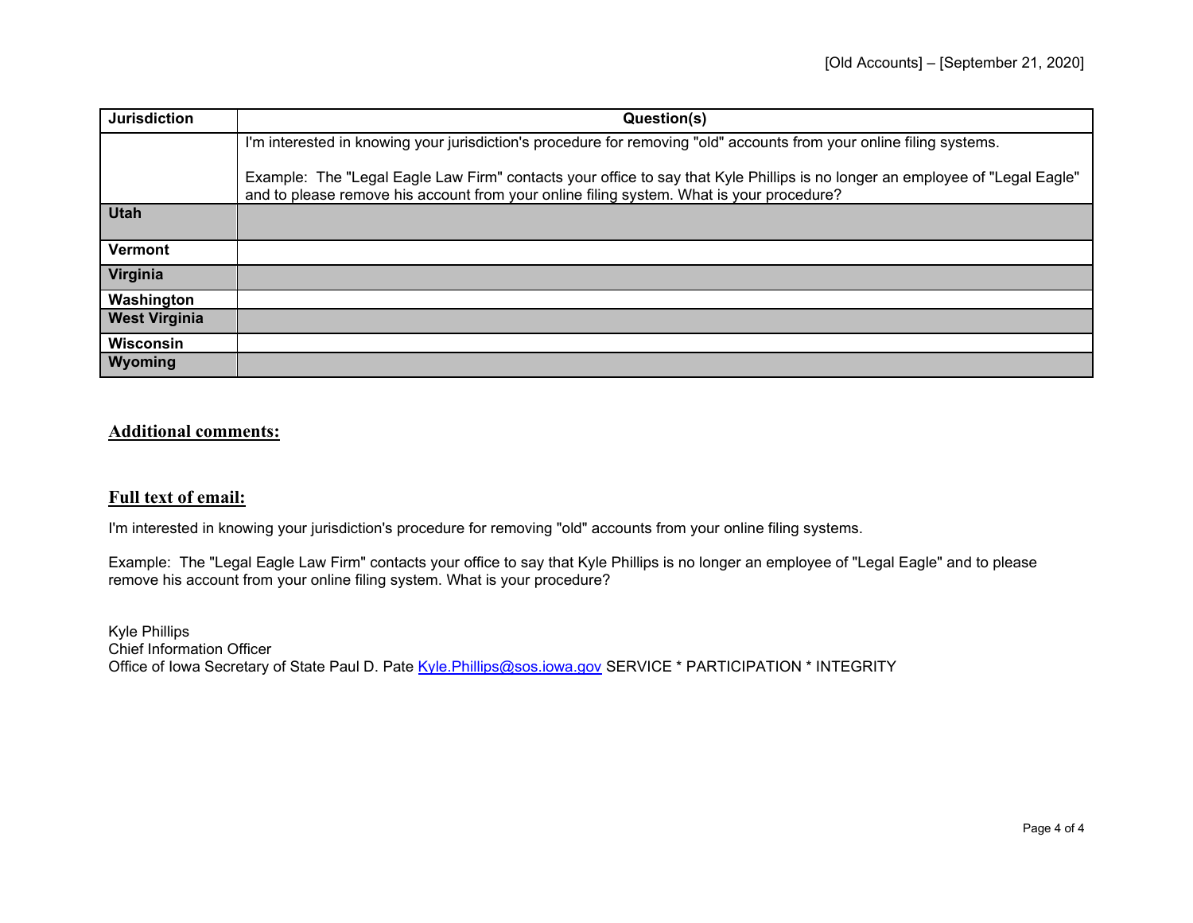| Jurisdiction | Question(s) |
| --- | --- |
| | I'm interested in knowing your jurisdiction's procedure for removing "old" accounts from your online filing systems.<br><br>Example: The "Legal Eagle Law Firm" contacts your office to say that Kyle Phillips is no longer an employee of "Legal Eagle" and to please remove his account from your online filing system. What is your procedure? |
| **Utah** | |
| **Vermont** | |
| **Virginia** | |
| **Washington** | |
| **West Virginia** | |
| **Wisconsin** | |
| **Wyoming** | |

## Additional comments:

## Full text of email:

I'm interested in knowing your jurisdiction's procedure for removing "old" accounts from your online filing systems.

Example: The "Legal Eagle Law Firm" contacts your office to say that Kyle Phillips is no longer an employee of "Legal Eagle" and to please remove his account from your online filing system. What is your procedure?

Kyle Phillips
Chief Information Officer
Office of Iowa Secretary of State Paul D. Pate Kyle.Phillips@sos.iowa.gov SERVICE * PARTICIPATION * INTEGRITY